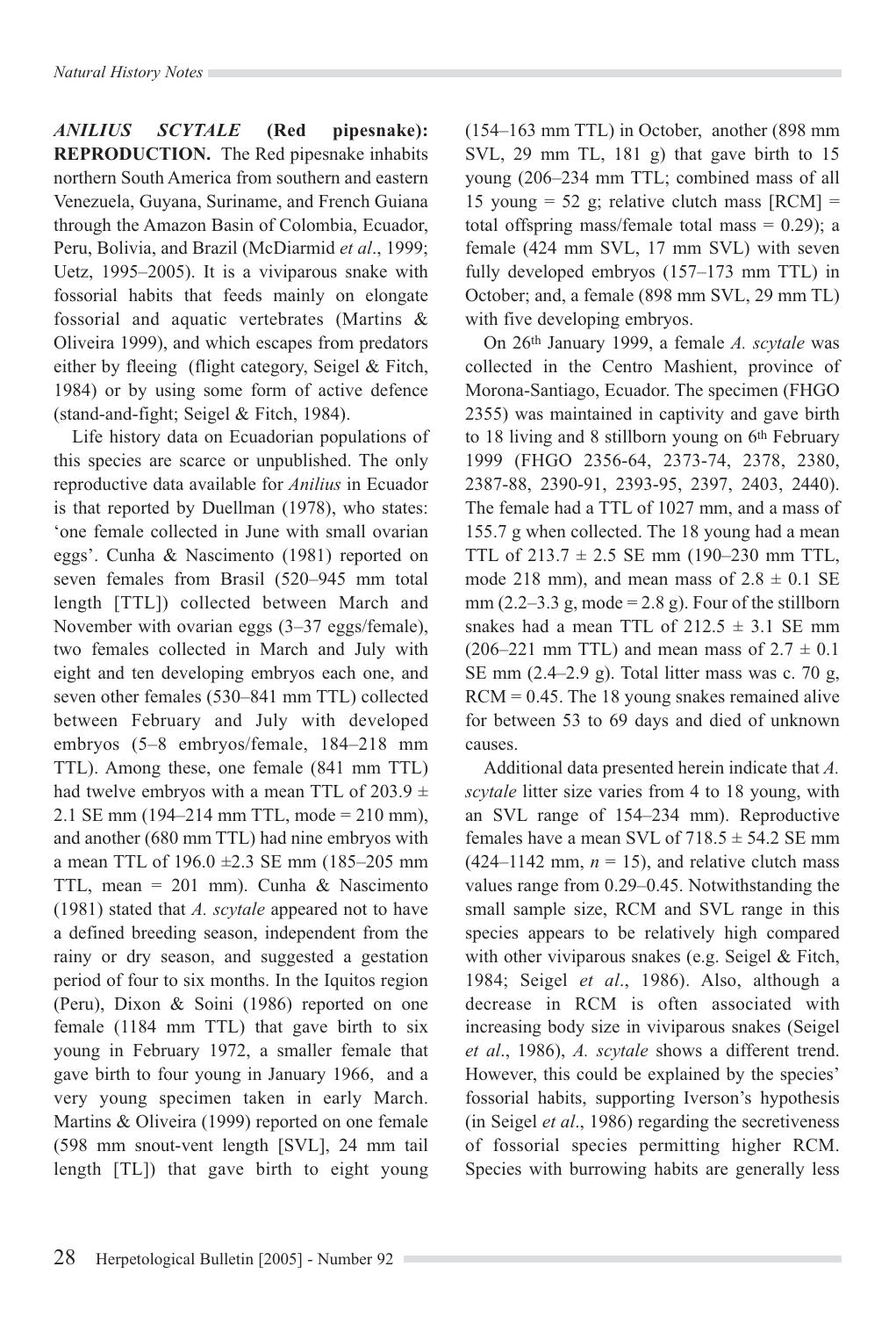***ANILIUS SCYTALE* (Red pipesnake): REPRODUCTION.** The Red pipesnake inhabits northern South America from southern and eastern Venezuela, Guyana, Suriname, and French Guiana through the Amazon Basin of Colombia, Ecuador, Peru, Bolivia, and Brazil (McDiarmid *et al*., 1999; Uetz, 1995–2005). It is a viviparous snake with fossorial habits that feeds mainly on elongate fossorial and aquatic vertebrates (Martins & Oliveira 1999), and which escapes from predators either by fleeing (flight category, Seigel & Fitch, 1984) or by using some form of active defence (stand-and-fight; Seigel & Fitch, 1984).

Life history data on Ecuadorian populations of this species are scarce or unpublished. The only reproductive data available for *Anilius* in Ecuador is that reported by Duellman (1978), who states: 'one female collected in June with small ovarian eggs'. Cunha & Nascimento (1981) reported on seven females from Brasil (520–945 mm total length [TTL]) collected between March and November with ovarian eggs (3–37 eggs/female), two females collected in March and July with eight and ten developing embryos each one, and seven other females (530–841 mm TTL) collected between February and July with developed embryos (5–8 embryos/female, 184–218 mm TTL). Among these, one female (841 mm TTL) had twelve embryos with a mean TTL of 203.9 ± 2.1 SE mm (194–214 mm TTL, mode = 210 mm), and another (680 mm TTL) had nine embryos with a mean TTL of 196.0 ±2.3 SE mm (185–205 mm TTL, mean = 201 mm). Cunha & Nascimento (1981) stated that *A. scytale* appeared not to have a defined breeding season, independent from the rainy or dry season, and suggested a gestation period of four to six months. In the Iquitos region (Peru), Dixon & Soini (1986) reported on one female (1184 mm TTL) that gave birth to six young in February 1972, a smaller female that gave birth to four young in January 1966, and a very young specimen taken in early March. Martins & Oliveira (1999) reported on one female (598 mm snout-vent length [SVL], 24 mm tail length [TL]) that gave birth to eight young (154–163 mm TTL) in October, another (898 mm SVL, 29 mm TL, 181 g) that gave birth to 15 young (206–234 mm TTL; combined mass of all 15 young = 52 g; relative clutch mass [RCM] = total offspring mass/female total mass = 0.29); a female (424 mm SVL, 17 mm SVL) with seven fully developed embryos (157–173 mm TTL) in October; and, a female (898 mm SVL, 29 mm TL) with five developing embryos.

On 26th January 1999, a female *A. scytale* was collected in the Centro Mashient, province of Morona-Santiago, Ecuador. The specimen (FHGO 2355) was maintained in captivity and gave birth to 18 living and 8 stillborn young on 6th February 1999 (FHGO 2356-64, 2373-74, 2378, 2380, 2387-88, 2390-91, 2393-95, 2397, 2403, 2440). The female had a TTL of 1027 mm, and a mass of 155.7 g when collected. The 18 young had a mean TTL of 213.7 ± 2.5 SE mm (190–230 mm TTL, mode 218 mm), and mean mass of 2.8 ± 0.1 SE mm (2.2–3.3 g, mode = 2.8 g). Four of the stillborn snakes had a mean TTL of 212.5 ± 3.1 SE mm (206–221 mm TTL) and mean mass of 2.7 ± 0.1 SE mm (2.4–2.9 g). Total litter mass was c. 70 g, RCM = 0.45. The 18 young snakes remained alive for between 53 to 69 days and died of unknown causes.

Additional data presented herein indicate that *A. scytale* litter size varies from 4 to 18 young, with an SVL range of 154–234 mm). Reproductive females have a mean SVL of 718.5 ± 54.2 SE mm (424–1142 mm, $n$ = 15), and relative clutch mass values range from 0.29–0.45. Notwithstanding the small sample size, RCM and SVL range in this species appears to be relatively high compared with other viviparous snakes (e.g. Seigel & Fitch, 1984; Seigel *et al*., 1986). Also, although a decrease in RCM is often associated with increasing body size in viviparous snakes (Seigel *et al*., 1986), *A. scytale* shows a different trend. However, this could be explained by the species' fossorial habits, supporting Iverson's hypothesis (in Seigel *et al*., 1986) regarding the secretiveness of fossorial species permitting higher RCM. Species with burrowing habits are generally less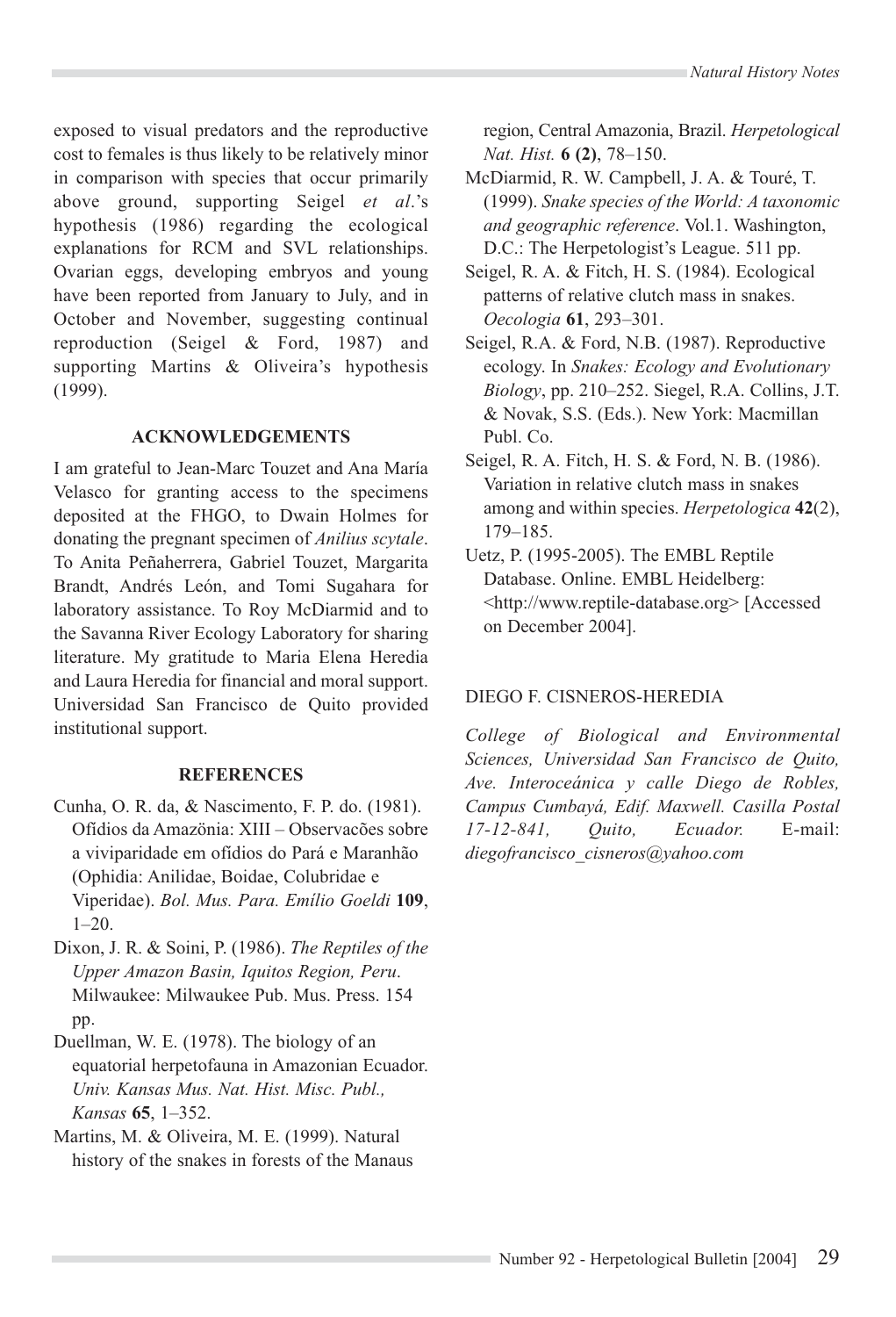exposed to visual predators and the reproductive cost to females is thus likely to be relatively minor in comparison with species that occur primarily above ground, supporting Seigel *et al*.'s hypothesis (1986) regarding the ecological explanations for RCM and SVL relationships. Ovarian eggs, developing embryos and young have been reported from January to July, and in October and November, suggesting continual reproduction (Seigel & Ford, 1987) and supporting Martins & Oliveira's hypothesis (1999).

## ACKNOWLEDGEMENTS

I am grateful to Jean-Marc Touzet and Ana María Velasco for granting access to the specimens deposited at the FHGO, to Dwain Holmes for donating the pregnant specimen of *Anilius scytale*. To Anita Peñaherrera, Gabriel Touzet, Margarita Brandt, Andrés León, and Tomi Sugahara for laboratory assistance. To Roy McDiarmid and to the Savanna River Ecology Laboratory for sharing literature. My gratitude to Maria Elena Heredia and Laura Heredia for financial and moral support. Universidad San Francisco de Quito provided institutional support.

## REFERENCES

Cunha, O. R. da, & Nascimento, F. P. do. (1981). Ofídios da Amazönia: XIII – Observacões sobre a viviparidade em ofídios do Pará e Maranhão (Ophidia: Anilidae, Boidae, Colubridae e Viperidae). *Bol. Mus. Para. Emílio Goeldi* **109**, 1–20.

Dixon, J. R. & Soini, P. (1986). *The Reptiles of the Upper Amazon Basin, Iquitos Region, Peru*. Milwaukee: Milwaukee Pub. Mus. Press. 154 pp.

Duellman, W. E. (1978). The biology of an equatorial herpetofauna in Amazonian Ecuador. *Univ. Kansas Mus. Nat. Hist. Misc. Publ., Kansas* **65**, 1–352.

Martins, M. & Oliveira, M. E. (1999). Natural history of the snakes in forests of the Manaus region, Central Amazonia, Brazil. *Herpetological Nat. Hist.* **6 (2)**, 78–150.

McDiarmid, R. W. Campbell, J. A. & Touré, T. (1999). *Snake species of the World: A taxonomic and geographic reference*. Vol.1. Washington, D.C.: The Herpetologist's League. 511 pp.

Seigel, R. A. & Fitch, H. S. (1984). Ecological patterns of relative clutch mass in snakes. *Oecologia* **61**, 293–301.

Seigel, R.A. & Ford, N.B. (1987). Reproductive ecology. In *Snakes: Ecology and Evolutionary Biology*, pp. 210–252. Siegel, R.A. Collins, J.T. & Novak, S.S. (Eds.). New York: Macmillan Publ. Co.

Seigel, R. A. Fitch, H. S. & Ford, N. B. (1986). Variation in relative clutch mass in snakes among and within species. *Herpetologica* **42**(2), 179–185.

Uetz, P. (1995-2005). The EMBL Reptile Database. Online. EMBL Heidelberg: <http://www.reptile-database.org> [Accessed on December 2004].

DIEGO F. CISNEROS-HEREDIA

*College of Biological and Environmental Sciences, Universidad San Francisco de Quito, Ave. Interoceánica y calle Diego de Robles, Campus Cumbayá, Edif. Maxwell. Casilla Postal 17-12-841, Quito, Ecuador.* E-mail: *diegofrancisco_cisneros@yahoo.com*